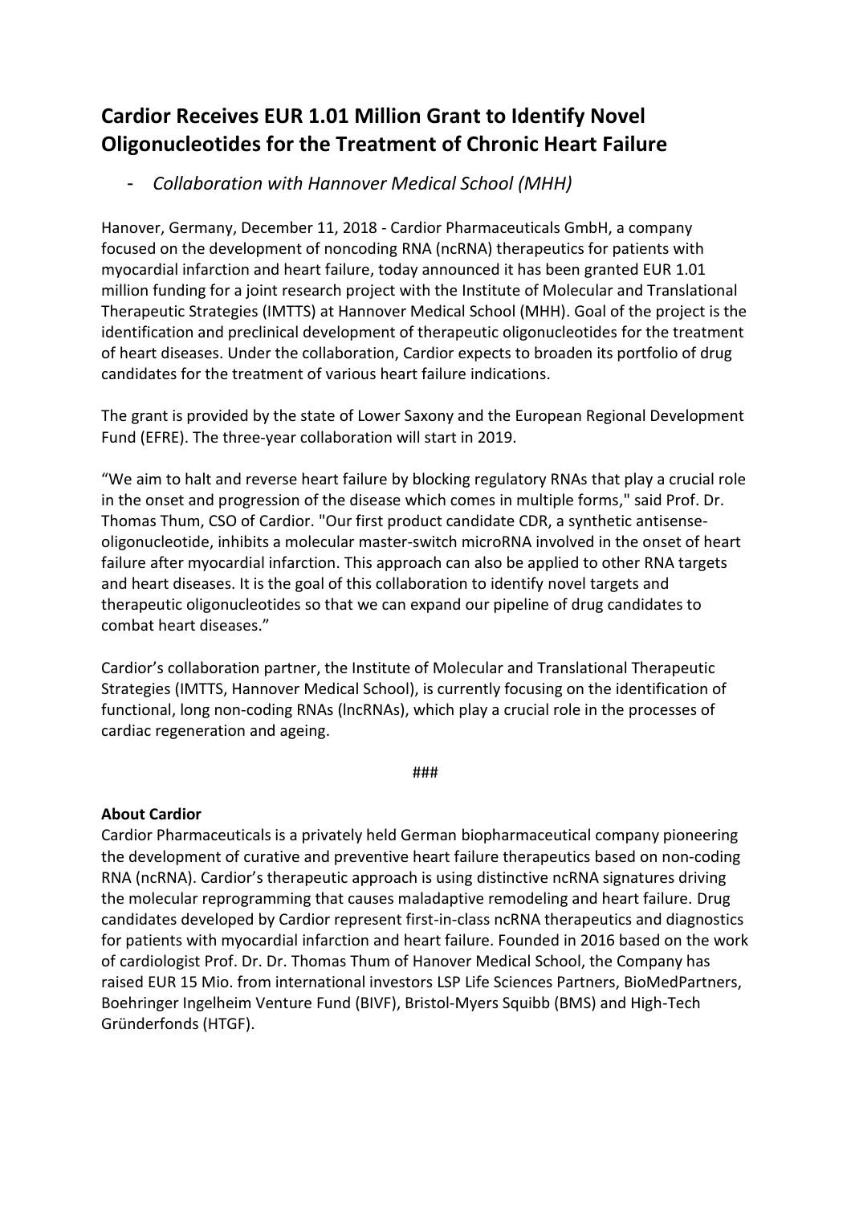# Cardior Receives EUR 1.01 Million Grant to Identify Novel Oligonucleotides for the Treatment of Chronic Heart Failure

- *Collaboration with Hannover Medical School (MHH)*

Hanover, Germany, December 11, 2018 - Cardior Pharmaceuticals GmbH, a company focused on the development of noncoding RNA (ncRNA) therapeutics for patients with myocardial infarction and heart failure, today announced it has been granted EUR 1.01 million funding for a joint research project with the Institute of Molecular and Translational Therapeutic Strategies (IMTTS) at Hannover Medical School (MHH). Goal of the project is the identification and preclinical development of therapeutic oligonucleotides for the treatment of heart diseases. Under the collaboration, Cardior expects to broaden its portfolio of drug candidates for the treatment of various heart failure indications.

The grant is provided by the state of Lower Saxony and the European Regional Development Fund (EFRE). The three-year collaboration will start in 2019.

"We aim to halt and reverse heart failure by blocking regulatory RNAs that play a crucial role in the onset and progression of the disease which comes in multiple forms," said Prof. Dr. Thomas Thum, CSO of Cardior. "Our first product candidate CDR, a synthetic antisense-oligonucleotide, inhibits a molecular master-switch microRNA involved in the onset of heart failure after myocardial infarction. This approach can also be applied to other RNA targets and heart diseases. It is the goal of this collaboration to identify novel targets and therapeutic oligonucleotides so that we can expand our pipeline of drug candidates to combat heart diseases."

Cardior's collaboration partner, the Institute of Molecular and Translational Therapeutic Strategies (IMTTS, Hannover Medical School), is currently focusing on the identification of functional, long non-coding RNAs (lncRNAs), which play a crucial role in the processes of cardiac regeneration and ageing.

###

**About Cardior**

Cardior Pharmaceuticals is a privately held German biopharmaceutical company pioneering the development of curative and preventive heart failure therapeutics based on non-coding RNA (ncRNA). Cardior's therapeutic approach is using distinctive ncRNA signatures driving the molecular reprogramming that causes maladaptive remodeling and heart failure. Drug candidates developed by Cardior represent first-in-class ncRNA therapeutics and diagnostics for patients with myocardial infarction and heart failure. Founded in 2016 based on the work of cardiologist Prof. Dr. Dr. Thomas Thum of Hanover Medical School, the Company has raised EUR 15 Mio. from international investors LSP Life Sciences Partners, BioMedPartners, Boehringer Ingelheim Venture Fund (BIVF), Bristol-Myers Squibb (BMS) and High-Tech Gründerfonds (HTGF).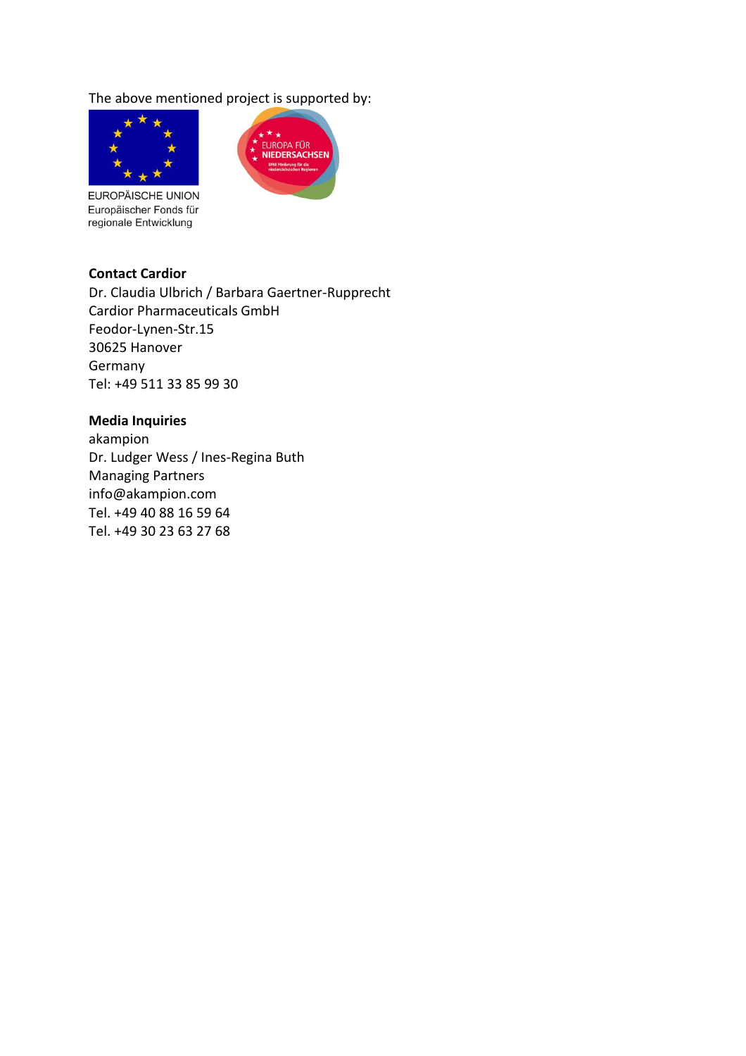The above mentioned project is supported by:

EUROPÄISCHE UNION
Europäischer Fonds für
regionale Entwicklung

EUROPA FÜR
NIEDERSACHSEN
EFRE Förderung für die
niedersächsischen Regionen

**Contact Cardior**
Dr. Claudia Ulbrich / Barbara Gaertner-Rupprecht
Cardior Pharmaceuticals GmbH
Feodor-Lynen-Str.15
30625 Hanover
Germany
Tel: +49 511 33 85 99 30

**Media Inquiries**
akampion
Dr. Ludger Wess / Ines-Regina Buth
Managing Partners
info@akampion.com
Tel. +49 40 88 16 59 64
Tel. +49 30 23 63 27 68